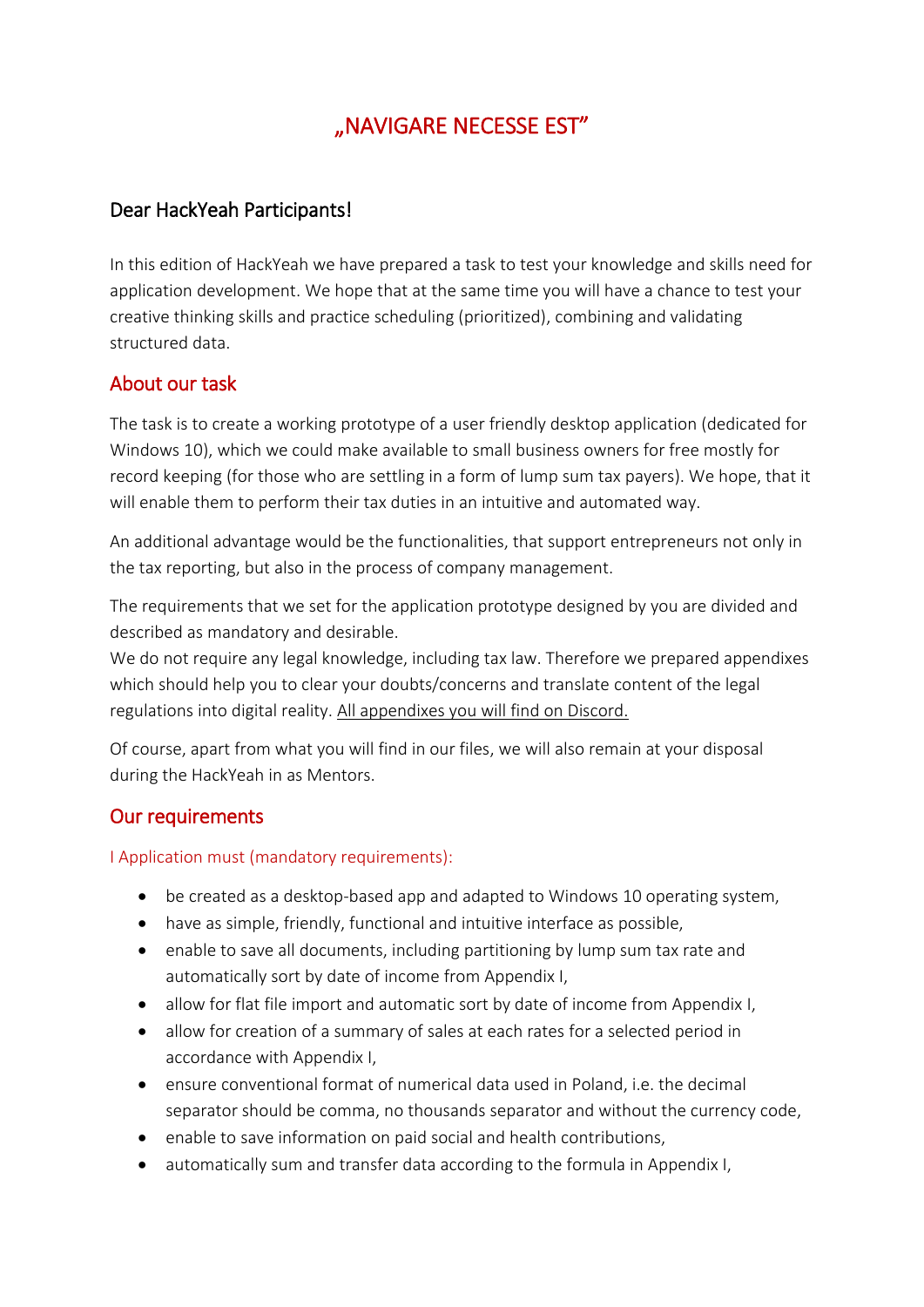# „NAVIGARE NECESSE EST"

## Dear HackYeah Participants!

In this edition of HackYeah we have prepared a task to test your knowledge and skills need for application development. We hope that at the same time you will have a chance to test your creative thinking skills and practice scheduling (prioritized), combining and validating structured data.

## About our task

The task is to create a working prototype of a user friendly desktop application (dedicated for Windows 10), which we could make available to small business owners for free mostly for record keeping (for those who are settling in a form of lump sum tax payers). We hope, that it will enable them to perform their tax duties in an intuitive and automated way.

An additional advantage would be the functionalities, that support entrepreneurs not only in the tax reporting, but also in the process of company management.

The requirements that we set for the application prototype designed by you are divided and described as mandatory and desirable.
We do not require any legal knowledge, including tax law. Therefore we prepared appendixes which should help you to clear your doubts/concerns and translate content of the legal regulations into digital reality. All appendixes you will find on Discord.

Of course, apart from what you will find in our files, we will also remain at your disposal during the HackYeah in as Mentors.

## Our requirements

### I Application must (mandatory requirements):

- be created as a desktop-based app and adapted to Windows 10 operating system,
- have as simple, friendly, functional and intuitive interface as possible,
- enable to save all documents, including partitioning by lump sum tax rate and automatically sort by date of income from Appendix I,
- allow for flat file import and automatic sort by date of income from Appendix I,
- allow for creation of a summary of sales at each rates for a selected period in accordance with Appendix I,
- ensure conventional format of numerical data used in Poland, i.e. the decimal separator should be comma, no thousands separator and without the currency code,
- enable to save information on paid social and health contributions,
- automatically sum and transfer data according to the formula in Appendix I,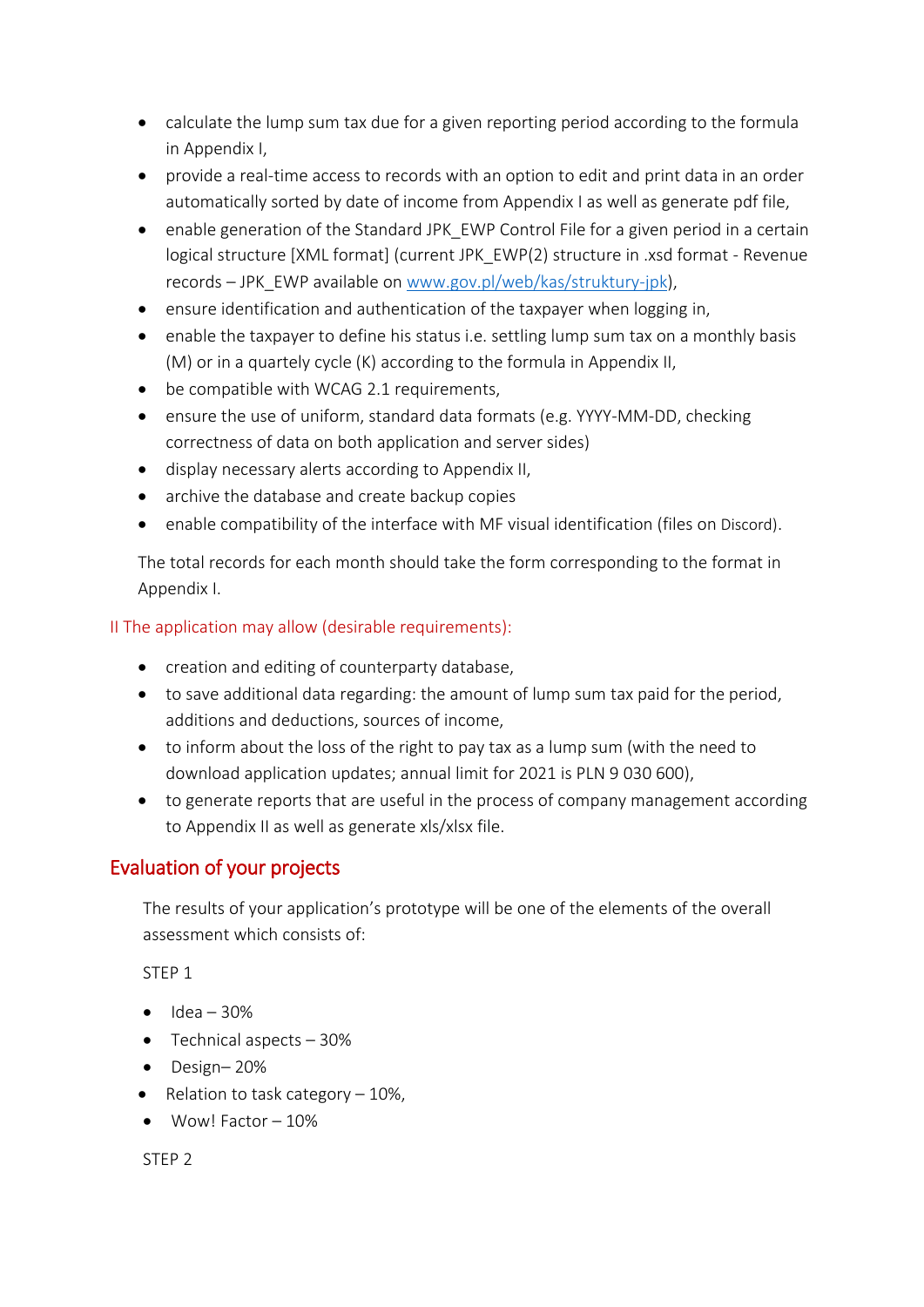- calculate the lump sum tax due for a given reporting period according to the formula in Appendix I,
- provide a real-time access to records with an option to edit and print data in an order automatically sorted by date of income from Appendix I as well as generate pdf file,
- enable generation of the Standard JPK_EWP Control File for a given period in a certain logical structure [XML format] (current JPK_EWP(2) structure in .xsd format - Revenue records – JPK_EWP available on [www.gov.pl/web/kas/struktury-jpk](www.gov.pl/web/kas/struktury-jpk)),
- ensure identification and authentication of the taxpayer when logging in,
- enable the taxpayer to define his status i.e. settling lump sum tax on a monthly basis (M) or in a quartely cycle (K) according to the formula in Appendix II,
- be compatible with WCAG 2.1 requirements,
- ensure the use of uniform, standard data formats (e.g. YYYY-MM-DD, checking correctness of data on both application and server sides)
- display necessary alerts according to Appendix II,
- archive the database and create backup copies
- enable compatibility of the interface with MF visual identification (files on Discord).

The total records for each month should take the form corresponding to the format in Appendix I.

II The application may allow (desirable requirements):

- creation and editing of counterparty database,
- to save additional data regarding: the amount of lump sum tax paid for the period, additions and deductions, sources of income,
- to inform about the loss of the right to pay tax as a lump sum (with the need to download application updates; annual limit for 2021 is PLN 9 030 600),
- to generate reports that are useful in the process of company management according to Appendix II as well as generate xls/xlsx file.

## Evaluation of your projects

The results of your application's prototype will be one of the elements of the overall assessment which consists of:

STEP 1

- Idea – 30%
- Technical aspects – 30%
- Design– 20%
- Relation to task category – 10%,
- Wow! Factor – 10%

STEP 2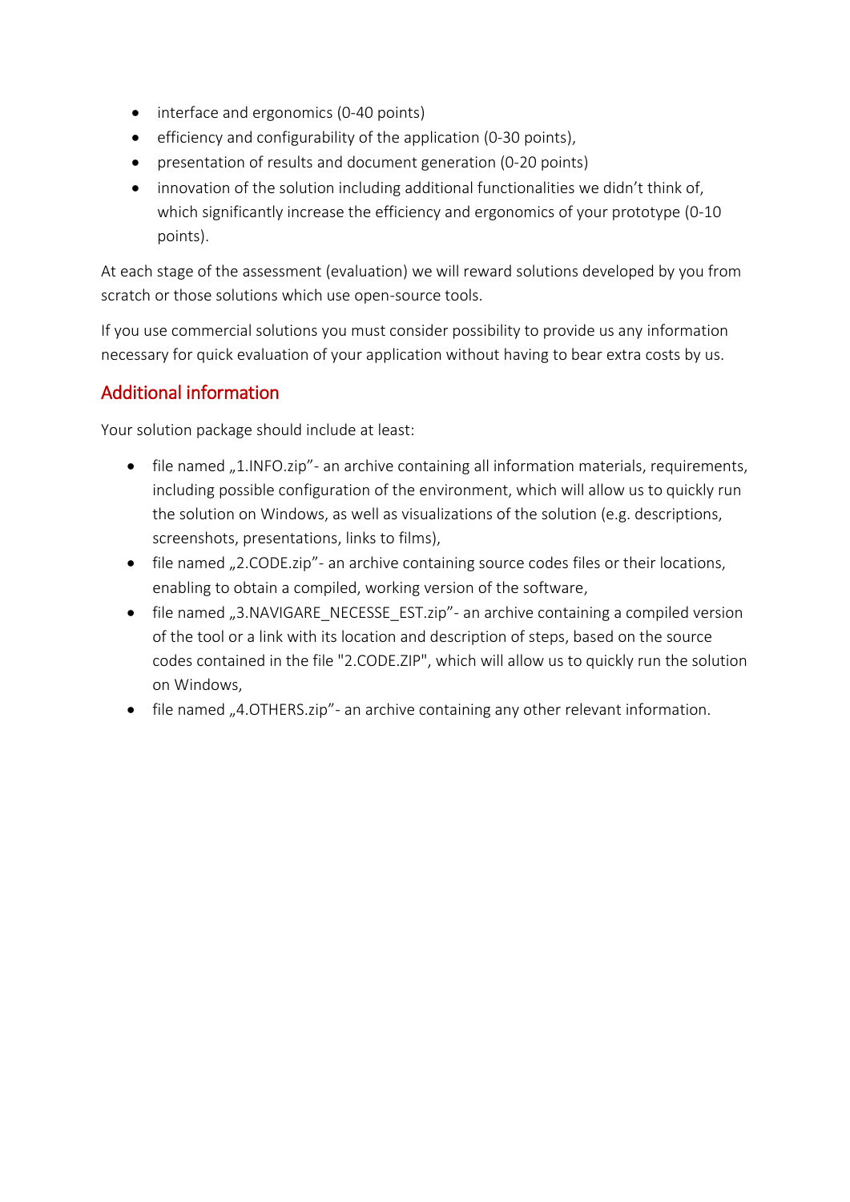- interface and ergonomics (0-40 points)
- efficiency and configurability of the application (0-30 points),
- presentation of results and document generation (0-20 points)
- innovation of the solution including additional functionalities we didn't think of, which significantly increase the efficiency and ergonomics of your prototype (0-10 points).

At each stage of the assessment (evaluation) we will reward solutions developed by you from scratch or those solutions which use open-source tools.

If you use commercial solutions you must consider possibility to provide us any information necessary for quick evaluation of your application without having to bear extra costs by us.

## Additional information

Your solution package should include at least:

- file named „1.INFO.zip"- an archive containing all information materials, requirements, including possible configuration of the environment, which will allow us to quickly run the solution on Windows, as well as visualizations of the solution (e.g. descriptions, screenshots, presentations, links to films),
- file named „2.CODE.zip"- an archive containing source codes files or their locations, enabling to obtain a compiled, working version of the software,
- file named „3.NAVIGARE_NECESSE_EST.zip"- an archive containing a compiled version of the tool or a link with its location and description of steps, based on the source codes contained in the file "2.CODE.ZIP", which will allow us to quickly run the solution on Windows,
- file named „4.OTHERS.zip"- an archive containing any other relevant information.